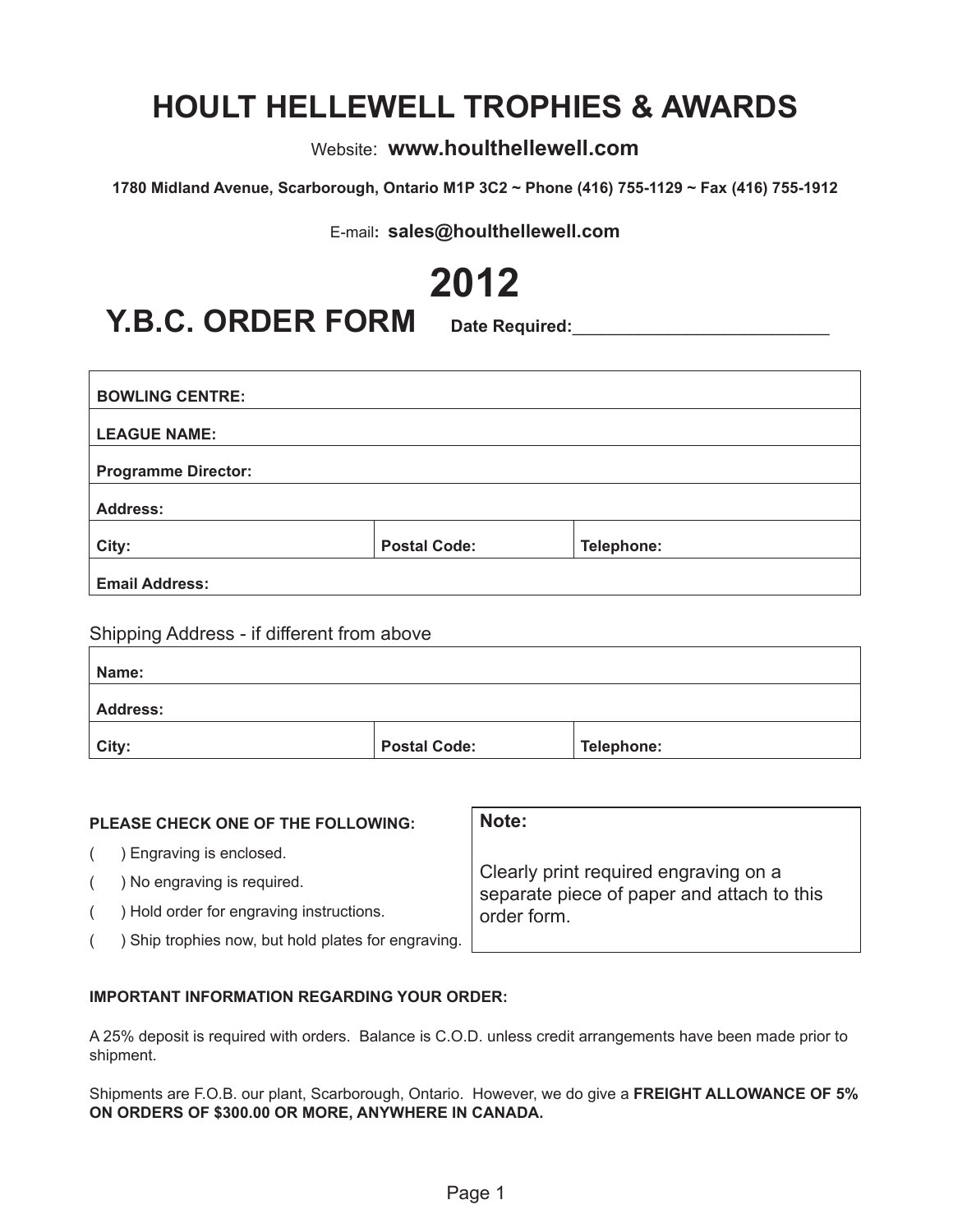# HOULT HELLEWELL TROPHIES & AWARDS

Website: **www.houlthellewell.com**

**1780 Midland Avenue, Scarborough, Ontario M1P 3C2 ~ Phone (416) 755-1129 ~ Fax (416) 755-1912**

E-mail**: sales@houlthellewell.com**

# 2012

## Y.B.C. ORDER FORM **Date Required:**__________________________

| **BOWLING CENTRE:** | | |
|---|---|---|
| **LEAGUE NAME:** | | |
| **Programme Director:** | | |
| **Address:** | | |
| **City:** | **Postal Code:** | **Telephone:** |
| **Email Address:** | | |

Shipping Address - if different from above

| **Name:** | | |
|---|---|---|
| **Address:** | | |
| **City:** | **Postal Code:** | **Telephone:** |

**PLEASE CHECK ONE OF THE FOLLOWING:**

( ) Engraving is enclosed.

( ) No engraving is required.

( ) Hold order for engraving instructions.

( ) Ship trophies now, but hold plates for engraving.

**Note:**

Clearly print required engraving on a separate piece of paper and attach to this order form.

**IMPORTANT INFORMATION REGARDING YOUR ORDER:**

A 25% deposit is required with orders. Balance is C.O.D. unless credit arrangements have been made prior to shipment.

Shipments are F.O.B. our plant, Scarborough, Ontario. However, we do give a **FREIGHT ALLOWANCE OF 5% ON ORDERS OF $300.00 OR MORE, ANYWHERE IN CANADA.**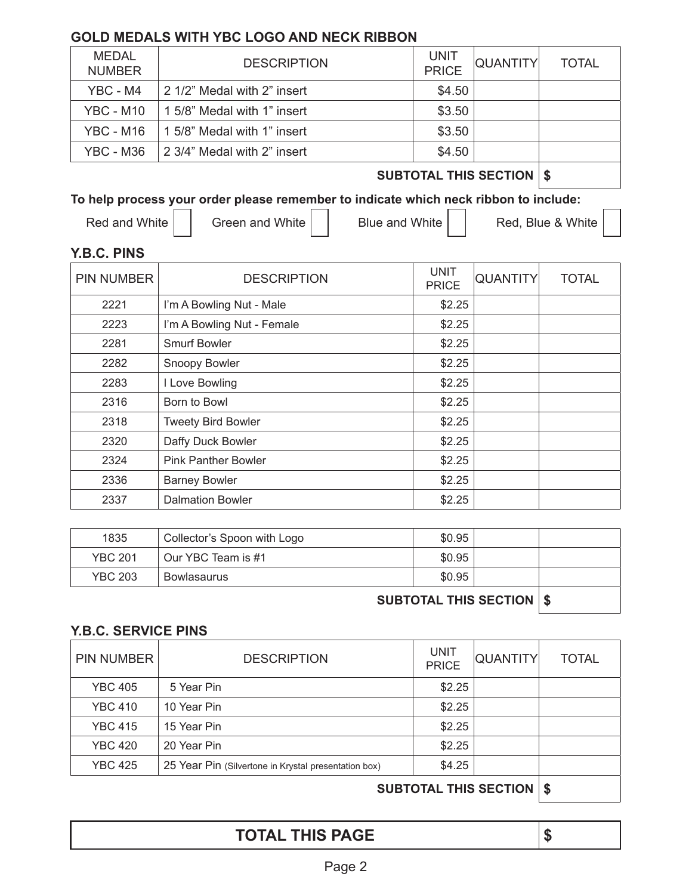## GOLD MEDALS WITH YBC LOGO AND NECK RIBBON

| MEDAL NUMBER | DESCRIPTION | UNIT PRICE | QUANTITY | TOTAL |
|---|---|---|---|---|
| YBC - M4 | 2 1/2" Medal with 2" insert | $4.50 | | |
| YBC - M10 | 1 5/8" Medal with 1" insert | $3.50 | | |
| YBC - M16 | 1 5/8" Medal with 1" insert | $3.50 | | |
| YBC - M36 | 2 3/4" Medal with 2" insert | $4.50 | | |
| | | | **SUBTOTAL THIS SECTION** | **$** |

**To help process your order please remember to indicate which neck ribbon to include:**

Red and White ☐ Green and White ☐ Blue and White ☐ Red, Blue & White ☐

## Y.B.C. PINS

| PIN NUMBER | DESCRIPTION | UNIT PRICE | QUANTITY | TOTAL |
|---|---|---|---|---|
| 2221 | I'm A Bowling Nut - Male | $2.25 | | |
| 2223 | I'm A Bowling Nut - Female | $2.25 | | |
| 2281 | Smurf Bowler | $2.25 | | |
| 2282 | Snoopy Bowler | $2.25 | | |
| 2283 | I Love Bowling | $2.25 | | |
| 2316 | Born to Bowl | $2.25 | | |
| 2318 | Tweety Bird Bowler | $2.25 | | |
| 2320 | Daffy Duck Bowler | $2.25 | | |
| 2324 | Pink Panther Bowler | $2.25 | | |
| 2336 | Barney Bowler | $2.25 | | |
| 2337 | Dalmation Bowler | $2.25 | | |
| 1835 | Collector's Spoon with Logo | $0.95 | | |
| YBC 201 | Our YBC Team is #1 | $0.95 | | |
| YBC 203 | Bowlasaurus | $0.95 | | |
| | | | **SUBTOTAL THIS SECTION** | **$** |

## Y.B.C. SERVICE PINS

| PIN NUMBER | DESCRIPTION | UNIT PRICE | QUANTITY | TOTAL |
|---|---|---|---|---|
| YBC 405 | 5 Year Pin | $2.25 | | |
| YBC 410 | 10 Year Pin | $2.25 | | |
| YBC 415 | 15 Year Pin | $2.25 | | |
| YBC 420 | 20 Year Pin | $2.25 | | |
| YBC 425 | 25 Year Pin (Silvertone in Krystal presentation box) | $4.25 | | |
| | | | **SUBTOTAL THIS SECTION** | **$** |

| **TOTAL THIS PAGE** | **$** |
|---|---|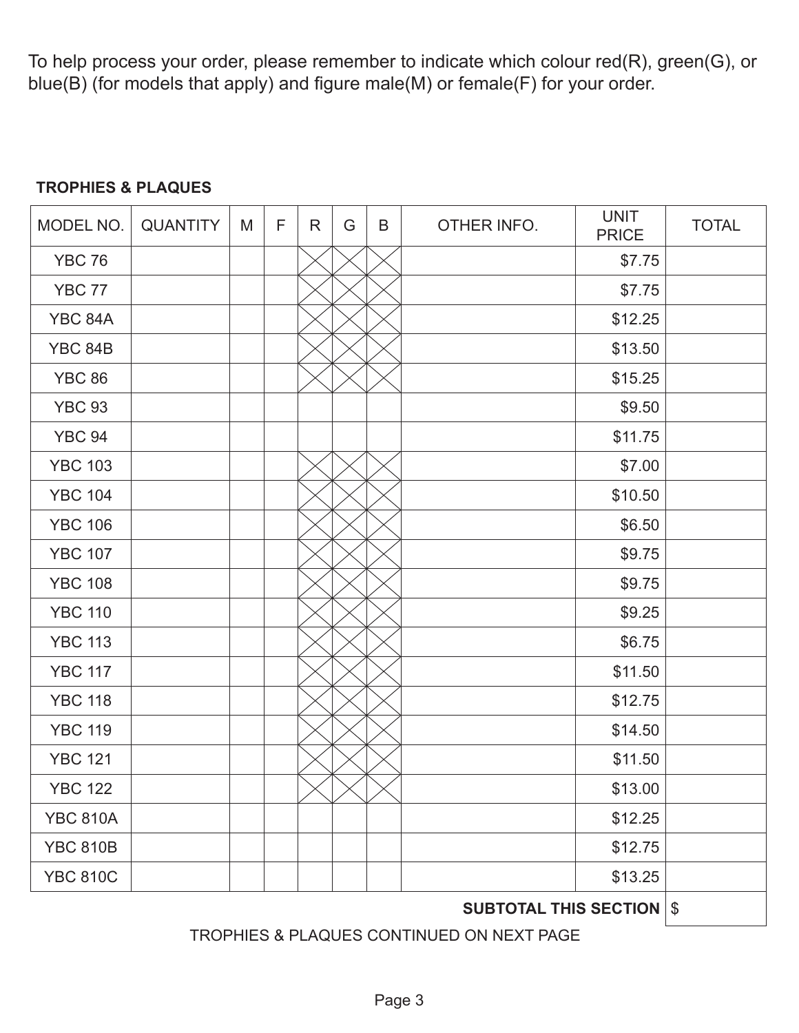To help process your order, please remember to indicate which colour red(R), green(G), or blue(B) (for models that apply) and figure male(M) or female(F) for your order.

**TROPHIES & PLAQUES**

| MODEL NO. | QUANTITY | M | F | R | G | B | OTHER INFO. | UNIT PRICE | TOTAL |
|---|---|---|---|---|---|---|---|---|---|
| YBC 76 | | | | X | X | X | | $7.75 | |
| YBC 77 | | | | X | X | X | | $7.75 | |
| YBC 84A | | | | X | X | X | | $12.25 | |
| YBC 84B | | | | X | X | X | | $13.50 | |
| YBC 86 | | | | X | X | X | | $15.25 | |
| YBC 93 | | | | | | | | $9.50 | |
| YBC 94 | | | | | | | | $11.75 | |
| YBC 103 | | | | X | X | X | | $7.00 | |
| YBC 104 | | | | X | X | X | | $10.50 | |
| YBC 106 | | | | X | X | X | | $6.50 | |
| YBC 107 | | | | X | X | X | | $9.75 | |
| YBC 108 | | | | X | X | X | | $9.75 | |
| YBC 110 | | | | X | X | X | | $9.25 | |
| YBC 113 | | | | X | X | X | | $6.75 | |
| YBC 117 | | | | X | X | X | | $11.50 | |
| YBC 118 | | | | X | X | X | | $12.75 | |
| YBC 119 | | | | X | X | X | | $14.50 | |
| YBC 121 | | | | X | X | X | | $11.50 | |
| YBC 122 | | | | X | X | X | | $13.00 | |
| YBC 810A | | | | | | | | $12.25 | |
| YBC 810B | | | | | | | | $12.75 | |
| YBC 810C | | | | | | | | $13.25 | |
| | | | | | | | | **SUBTOTAL THIS SECTION** | $ |

TROPHIES & PLAQUES CONTINUED ON NEXT PAGE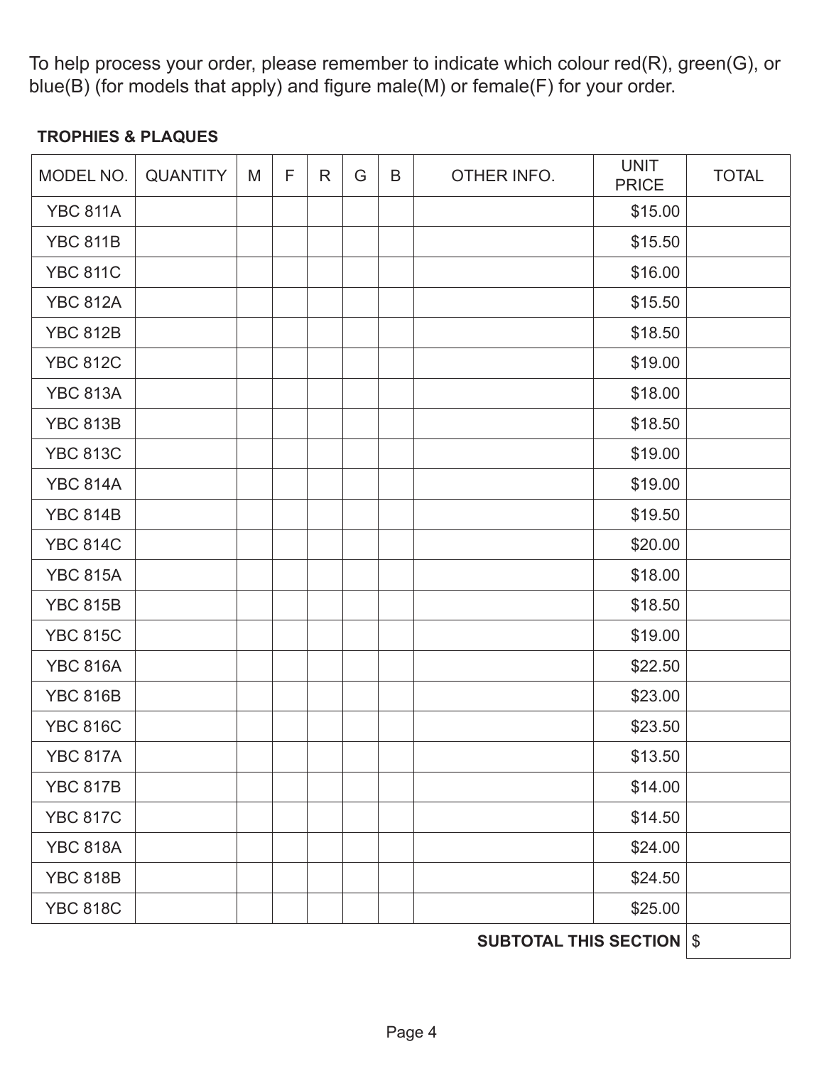To help process your order, please remember to indicate which colour red(R), green(G), or blue(B) (for models that apply) and figure male(M) or female(F) for your order.

**TROPHIES & PLAQUES**

| MODEL NO. | QUANTITY | M | F | R | G | B | OTHER INFO. | UNIT PRICE | TOTAL |
|---|---|---|---|---|---|---|---|---|---|
| YBC 811A | | | | | | | | $15.00 | |
| YBC 811B | | | | | | | | $15.50 | |
| YBC 811C | | | | | | | | $16.00 | |
| YBC 812A | | | | | | | | $15.50 | |
| YBC 812B | | | | | | | | $18.50 | |
| YBC 812C | | | | | | | | $19.00 | |
| YBC 813A | | | | | | | | $18.00 | |
| YBC 813B | | | | | | | | $18.50 | |
| YBC 813C | | | | | | | | $19.00 | |
| YBC 814A | | | | | | | | $19.00 | |
| YBC 814B | | | | | | | | $19.50 | |
| YBC 814C | | | | | | | | $20.00 | |
| YBC 815A | | | | | | | | $18.00 | |
| YBC 815B | | | | | | | | $18.50 | |
| YBC 815C | | | | | | | | $19.00 | |
| YBC 816A | | | | | | | | $22.50 | |
| YBC 816B | | | | | | | | $23.00 | |
| YBC 816C | | | | | | | | $23.50 | |
| YBC 817A | | | | | | | | $13.50 | |
| YBC 817B | | | | | | | | $14.00 | |
| YBC 817C | | | | | | | | $14.50 | |
| YBC 818A | | | | | | | | $24.00 | |
| YBC 818B | | | | | | | | $24.50 | |
| YBC 818C | | | | | | | | $25.00 | |
| | | | | | | | | **SUBTOTAL THIS SECTION** | $ |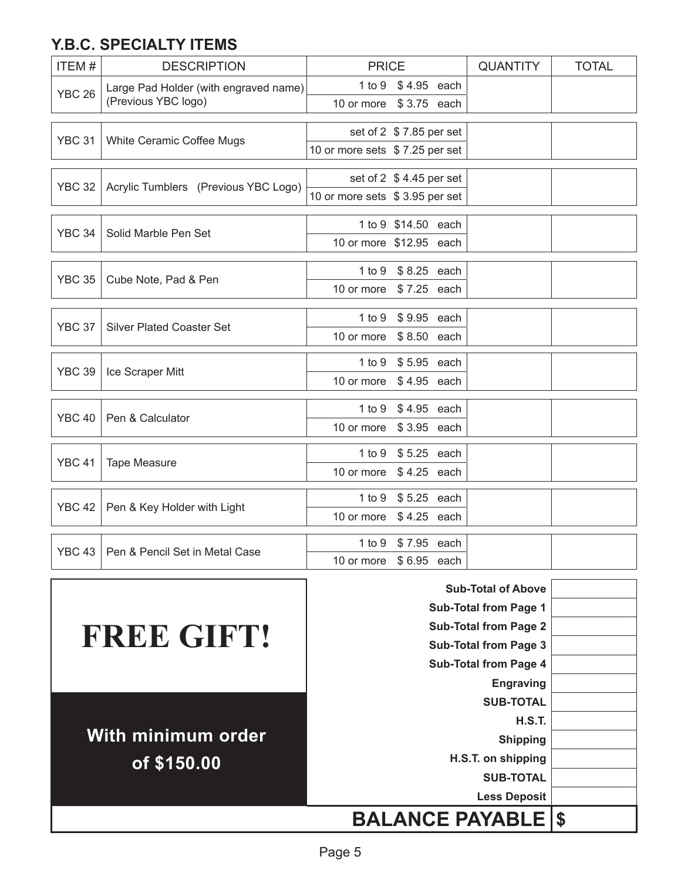## Y.B.C. SPECIALTY ITEMS

| ITEM # | DESCRIPTION | PRICE | QUANTITY | TOTAL |
|---|---|---|---|---|
| YBC 26 | Large Pad Holder (with engraved name) (Previous YBC logo) | 1 to 9 $ 4.95 each | | |
| | | 10 or more $ 3.75 each | | |
| YBC 31 | White Ceramic Coffee Mugs | set of 2 $ 7.85 per set | | |
| | | 10 or more sets $ 7.25 per set | | |
| YBC 32 | Acrylic Tumblers (Previous YBC Logo) | set of 2 $ 4.45 per set | | |
| | | 10 or more sets $ 3.95 per set | | |
| YBC 34 | Solid Marble Pen Set | 1 to 9 $14.50 each | | |
| | | 10 or more $12.95 each | | |
| YBC 35 | Cube Note, Pad & Pen | 1 to 9 $ 8.25 each | | |
| | | 10 or more $ 7.25 each | | |
| YBC 37 | Silver Plated Coaster Set | 1 to 9 $ 9.95 each | | |
| | | 10 or more $ 8.50 each | | |
| YBC 39 | Ice Scraper Mitt | 1 to 9 $ 5.95 each | | |
| | | 10 or more $ 4.95 each | | |
| YBC 40 | Pen & Calculator | 1 to 9 $ 4.95 each | | |
| | | 10 or more $ 3.95 each | | |
| YBC 41 | Tape Measure | 1 to 9 $ 5.25 each | | |
| | | 10 or more $ 4.25 each | | |
| YBC 42 | Pen & Key Holder with Light | 1 to 9 $ 5.25 each | | |
| | | 10 or more $ 4.25 each | | |
| YBC 43 | Pen & Pencil Set in Metal Case | 1 to 9 $ 7.95 each | | |
| | | 10 or more $ 6.95 each | | |

# FREE GIFT!

**With minimum order of $150.00**

| | |
|---|---|
| **Sub-Total of Above** | |
| **Sub-Total from Page 1** | |
| **Sub-Total from Page 2** | |
| **Sub-Total from Page 3** | |
| **Sub-Total from Page 4** | |
| **Engraving** | |
| **SUB-TOTAL** | |
| **H.S.T.** | |
| **Shipping** | |
| **H.S.T. on shipping** | |
| **SUB-TOTAL** | |
| **Less Deposit** | |
| **BALANCE PAYABLE** | **$** |